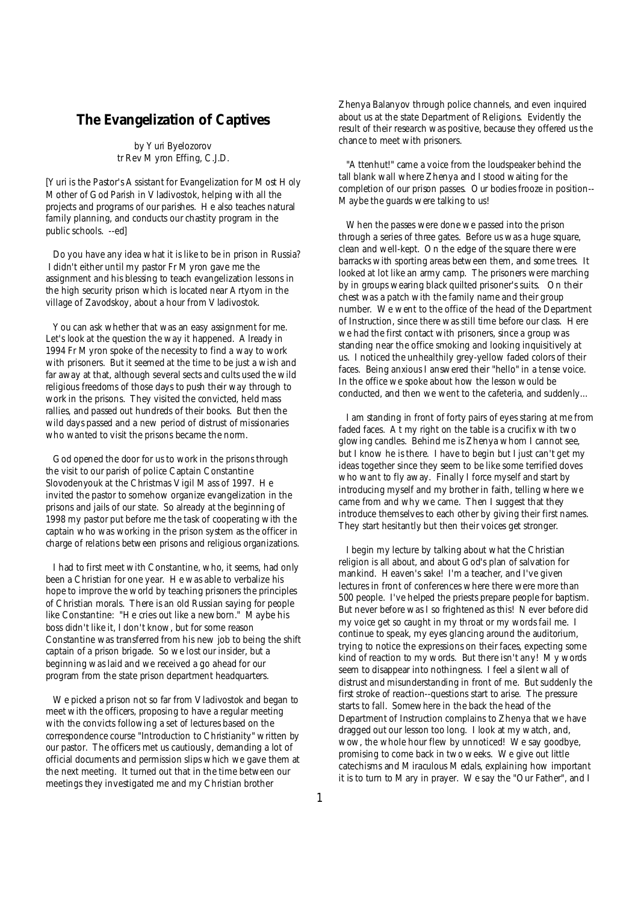## The Evangelization of Captives

by Yuri Byelozorov
tr Rev Myron Effing, C.J.D.

[Yuri is the Pastor's Assistant for Evangelization for Most Holy Mother of God Parish in Vladivostok, helping with all the projects and programs of our parishes. He also teaches natural family planning, and conducts our chastity program in the public schools. --ed]

Do you have any idea what it is like to be in prison in Russia? I didn't either until my pastor Fr Myron gave me the assignment and his blessing to teach evangelization lessons in the high security prison which is located near Artyom in the village of Zavodskoy, about a hour from Vladivostok.

You can ask whether that was an easy assignment for me. Let's look at the question the way it happened. Already in 1994 Fr Myron spoke of the necessity to find a way to work with prisoners. But it seemed at the time to be just a wish and far away at that, although several sects and cults used the wild religious freedoms of those days to push their way through to work in the prisons. They visited the convicted, held mass rallies, and passed out hundreds of their books. But then the wild days passed and a new period of distrust of missionaries who wanted to visit the prisons became the norm.

God opened the door for us to work in the prisons through the visit to our parish of police Captain Constantine Slovodenyouk at the Christmas Vigil Mass of 1997. He invited the pastor to somehow organize evangelization in the prisons and jails of our state. So already at the beginning of 1998 my pastor put before me the task of cooperating with the captain who was working in the prison system as the officer in charge of relations between prisons and religious organizations.

I had to first meet with Constantine, who, it seems, had only been a Christian for one year. He was able to verbalize his hope to improve the world by teaching prisoners the principles of Christian morals. There is an old Russian saying for people like Constantine: "He cries out like a newborn." Maybe his boss didn't like it, I don't know, but for some reason Constantine was transferred from his new job to being the shift captain of a prison brigade. So we lost our insider, but a beginning was laid and we received a go ahead for our program from the state prison department headquarters.

We picked a prison not so far from Vladivostok and began to meet with the officers, proposing to have a regular meeting with the convicts following a set of lectures based on the correspondence course "Introduction to Christianity" written by our pastor. The officers met us cautiously, demanding a lot of official documents and permission slips which we gave them at the next meeting. It turned out that in the time between our meetings they investigated me and my Christian brother Zhenya Balanyov through police channels, and even inquired about us at the state Department of Religions. Evidently the result of their research was positive, because they offered us the chance to meet with prisoners.

"Attenhut!" came a voice from the loudspeaker behind the tall blank wall where Zhenya and I stood waiting for the completion of our prison passes. Our bodies frooze in position--Maybe the guards were talking to us!

When the passes were done we passed into the prison through a series of three gates. Before us was a huge square, clean and well-kept. On the edge of the square there were barracks with sporting areas between them, and some trees. It looked at lot like an army camp. The prisoners were marching by in groups wearing black quilted prisoner's suits. On their chest was a patch with the family name and their group number. We went to the office of the head of the Department of Instruction, since there was still time before our class. Here we had the first contact with prisoners, since a group was standing near the office smoking and looking inquisitively at us. I noticed the unhealthily grey-yellow faded colors of their faces. Being anxious I answered their "hello" in a tense voice. In the office we spoke about how the lesson would be conducted, and then we went to the cafeteria, and suddenly...

I am standing in front of forty pairs of eyes staring at me from faded faces. At my right on the table is a crucifix with two glowing candles. Behind me is Zhenya whom I cannot see, but I know he is there. I have to begin but I just can't get my ideas together since they seem to be like some terrified doves who want to fly away. Finally I force myself and start by introducing myself and my brother in faith, telling where we came from and why we came. Then I suggest that they introduce themselves to each other by giving their first names. They start hesitantly but then their voices get stronger.

I begin my lecture by talking about what the Christian religion is all about, and about God's plan of salvation for mankind. Heaven's sake! I'm a teacher, and I've given lectures in front of conferences where there were more than 500 people. I've helped the priests prepare people for baptism. But never before was I so frightened as this! Never before did my voice get so caught in my throat or my words fail me. I continue to speak, my eyes glancing around the auditorium, trying to notice the expressions on their faces, expecting some kind of reaction to my words. But there isn't any! My words seem to disappear into nothingness. I feel a silent wall of distrust and misunderstanding in front of me. But suddenly the first stroke of reaction--questions start to arise. The pressure starts to fall. Somewhere in the back the head of the Department of Instruction complains to Zhenya that we have dragged out our lesson too long. I look at my watch, and, wow, the whole hour flew by unnoticed! We say goodbye, promising to come back in two weeks. We give out little catechisms and Miraculous Medals, explaining how important it is to turn to Mary in prayer. We say the "Our Father", and I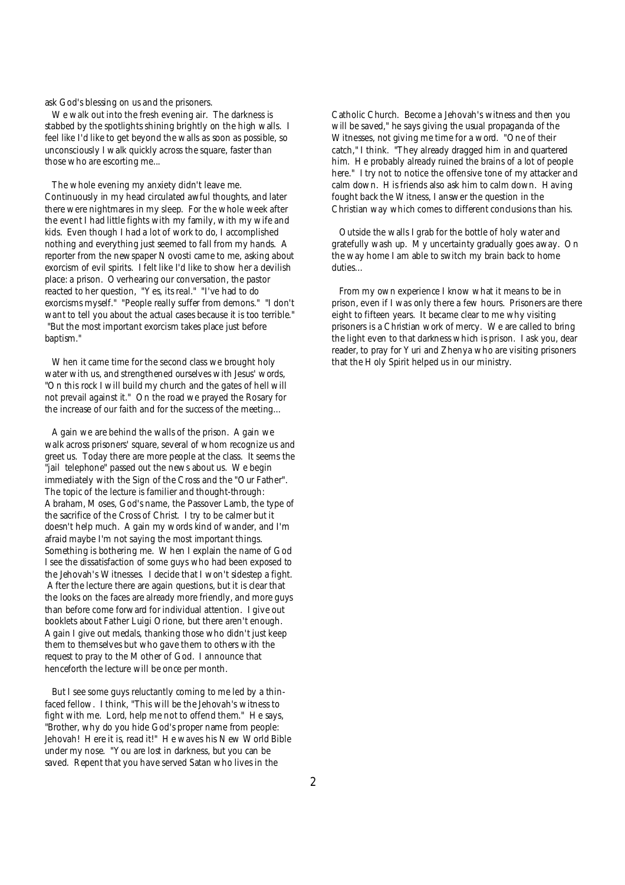ask God's blessing on us and the prisoners.

We walk out into the fresh evening air. The darkness is stabbed by the spotlights shining brightly on the high walls. I feel like I'd like to get beyond the walls as soon as possible, so unconsciously I walk quickly across the square, faster than those who are escorting me...

The whole evening my anxiety didn't leave me. Continuously in my head circulated awful thoughts, and later there were nightmares in my sleep. For the whole week after the event I had little fights with my family, with my wife and kids. Even though I had a lot of work to do, I accomplished nothing and everything just seemed to fall from my hands. A reporter from the newspaper Novosti came to me, asking about exorcism of evil spirits. I felt like I'd like to show her a devilish place: a prison. Overhearing our conversation, the pastor reacted to her question, "Yes, its real." "I've had to do exorcisms myself." "People really suffer from demons." "I don't want to tell you about the actual cases because it is too terrible." "But the most important exorcism takes place just before baptism."

When it came time for the second class we brought holy water with us, and strengthened ourselves with Jesus' words, "On this rock I will build my church and the gates of hell will not prevail against it." On the road we prayed the Rosary for the increase of our faith and for the success of the meeting...

Again we are behind the walls of the prison. Again we walk across prisoners' square, several of whom recognize us and greet us. Today there are more people at the class. It seems the "jail telephone" passed out the news about us. We begin immediately with the Sign of the Cross and the "Our Father". The topic of the lecture is familier and thought-through: Abraham, Moses, God's name, the Passover Lamb, the type of the sacrifice of the Cross of Christ. I try to be calmer but it doesn't help much. Again my words kind of wander, and I'm afraid maybe I'm not saying the most important things. Something is bothering me. When I explain the name of God I see the dissatisfaction of some guys who had been exposed to the Jehovah's Witnesses. I decide that I won't sidestep a fight. After the lecture there are again questions, but it is clear that the looks on the faces are already more friendly, and more guys than before come forward for individual attention. I give out booklets about Father Luigi Orione, but there aren't enough. Again I give out medals, thanking those who didn't just keep them to themselves but who gave them to others with the request to pray to the Mother of God. I announce that henceforth the lecture will be once per month.

But I see some guys reluctantly coming to me led by a thin-faced fellow. I think, "This will be the Jehovah's witness to fight with me. Lord, help me not to offend them." He says, "Brother, why do you hide God's proper name from people: Jehovah! Here it is, read it!" He waves his New World Bible under my nose. "You are lost in darkness, but you can be saved. Repent that you have served Satan who lives in the Catholic Church. Become a Jehovah's witness and then you will be saved," he says giving the usual propaganda of the Witnesses, not giving me time for a word. "One of their catch," I think. "They already dragged him in and quartered him. He probably already ruined the brains of a lot of people here." I try not to notice the offensive tone of my attacker and calm down. His friends also ask him to calm down. Having fought back the Witness, I answer the question in the Christian way which comes to different conclusions than his.

Outside the walls I grab for the bottle of holy water and gratefully wash up. My uncertainty gradually goes away. On the way home I am able to switch my brain back to home duties...

From my own experience I know what it means to be in prison, even if I was only there a few hours. Prisoners are there eight to fifteen years. It became clear to me why visiting prisoners is a Christian work of mercy. We are called to bring the light even to that darkness which is prison. I ask you, dear reader, to pray for Yuri and Zhenya who are visiting prisoners that the Holy Spirit helped us in our ministry.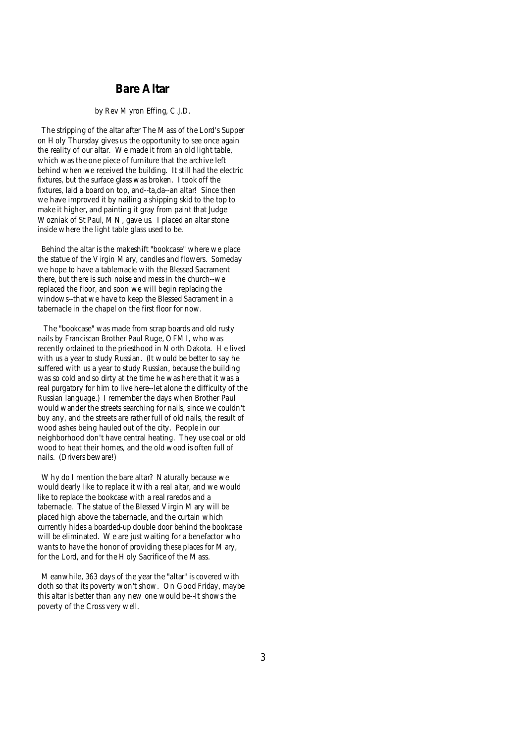# Bare Altar

by Rev Myron Effing, C.J.D.

The stripping of the altar after The Mass of the Lord's Supper on Holy Thursday gives us the opportunity to see once again the reality of our altar. We made it from an old light table, which was the one piece of furniture that the archive left behind when we received the building. It still had the electric fixtures, but the surface glass was broken. I took off the fixtures, laid a board on top, and--ta,da--an altar! Since then we have improved it by nailing a shipping skid to the top to make it higher, and painting it gray from paint that Judge Wozniak of St Paul, MN, gave us. I placed an altar stone inside where the light table glass used to be.

Behind the altar is the makeshift "bookcase" where we place the statue of the Virgin Mary, candles and flowers. Someday we hope to have a tablernacle with the Blessed Sacrament there, but there is such noise and mess in the church--we replaced the floor, and soon we will begin replacing the windows--that we have to keep the Blessed Sacrament in a tabernacle in the chapel on the first floor for now.

The "bookcase" was made from scrap boards and old rusty nails by Franciscan Brother Paul Ruge, OFMI, who was recently ordained to the priesthood in North Dakota. He lived with us a year to study Russian. (It would be better to say he suffered with us a year to study Russian, because the building was so cold and so dirty at the time he was here that it was a real purgatory for him to live here--let alone the difficulty of the Russian language.) I remember the days when Brother Paul would wander the streets searching for nails, since we couldn't buy any, and the streets are rather full of old nails, the result of wood ashes being hauled out of the city. People in our neighborhood don't have central heating. They use coal or old wood to heat their homes, and the old wood is often full of nails. (Drivers beware!)

Why do I mention the bare altar? Naturally because we would dearly like to replace it with a real altar, and we would like to replace the bookcase with a real raredos and a tabernacle. The statue of the Blessed Virgin Mary will be placed high above the tabernacle, and the curtain which currently hides a boarded-up double door behind the bookcase will be eliminated. We are just waiting for a benefactor who wants to have the honor of providing these places for Mary, for the Lord, and for the Holy Sacrifice of the Mass.

Meanwhile, 363 days of the year the "altar" is covered with cloth so that its poverty won't show. On Good Friday, maybe this altar is better than any new one would be--It shows the poverty of the Cross very well.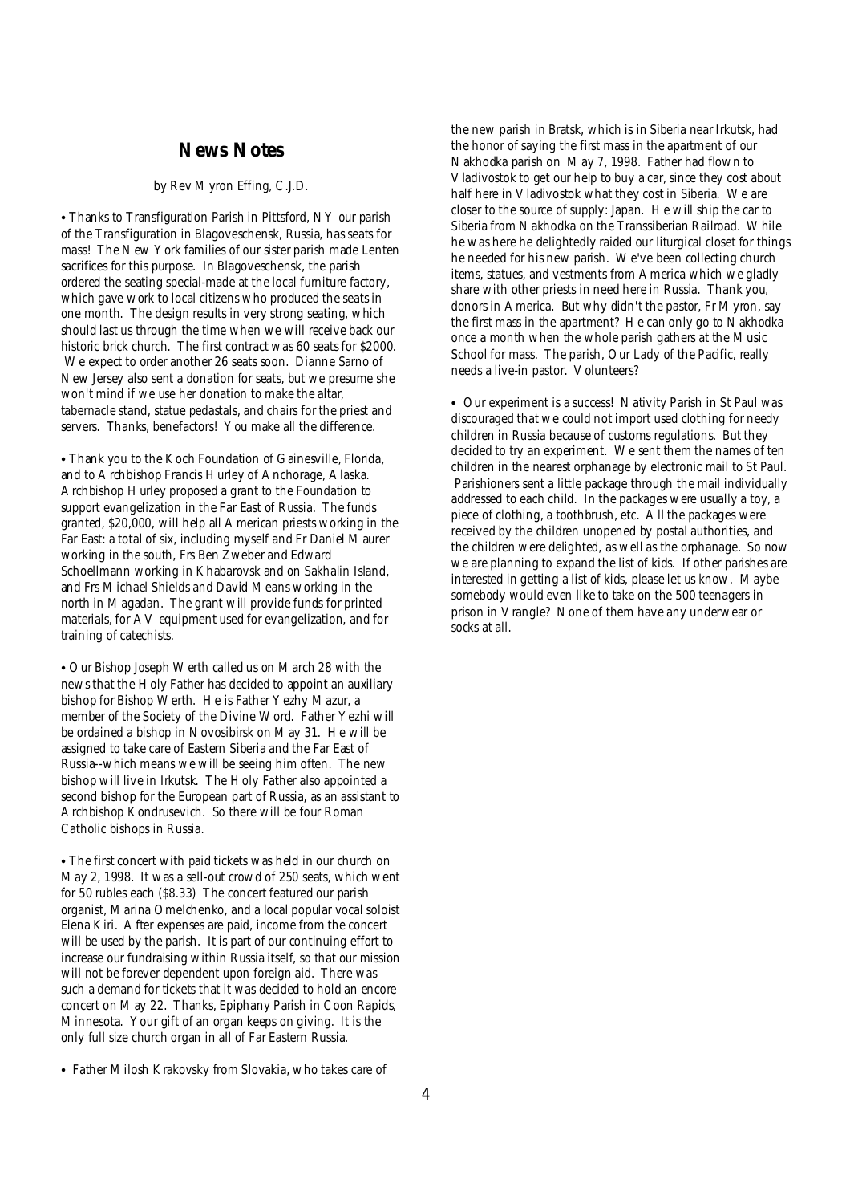## News Notes

by Rev Myron Effing, C.J.D.

• Thanks to Transfiguration Parish in Pittsford, NY our parish of the Transfiguration in Blagoveschensk, Russia, has seats for mass! The New York families of our sister parish made Lenten sacrifices for this purpose. In Blagoveschensk, the parish ordered the seating special-made at the local furniture factory, which gave work to local citizens who produced the seats in one month. The design results in very strong seating, which should last us through the time when we will receive back our historic brick church. The first contract was 60 seats for $2000. We expect to order another 26 seats soon. Dianne Sarno of New Jersey also sent a donation for seats, but we presume she won't mind if we use her donation to make the altar, tabernacle stand, statue pedastals, and chairs for the priest and servers. Thanks, benefactors! You make all the difference.

• Thank you to the Koch Foundation of Gainesville, Florida, and to Archbishop Francis Hurley of Anchorage, Alaska. Archbishop Hurley proposed a grant to the Foundation to support evangelization in the Far East of Russia. The funds granted, $20,000, will help all American priests working in the Far East: a total of six, including myself and Fr Daniel Maurer working in the south, Frs Ben Zweber and Edward Schoellmann working in Khabarovsk and on Sakhalin Island, and Frs Michael Shields and David Means working in the north in Magadan. The grant will provide funds for printed materials, for AV equipment used for evangelization, and for training of catechists.

• Our Bishop Joseph Werth called us on March 28 with the news that the Holy Father has decided to appoint an auxiliary bishop for Bishop Werth. He is Father Yezhy Mazur, a member of the Society of the Divine Word. Father Yezhi will be ordained a bishop in Novosibirsk on May 31. He will be assigned to take care of Eastern Siberia and the Far East of Russia--which means we will be seeing him often. The new bishop will live in Irkutsk. The Holy Father also appointed a second bishop for the European part of Russia, as an assistant to Archbishop Kondrusevich. So there will be four Roman Catholic bishops in Russia.

• The first concert with paid tickets was held in our church on May 2, 1998. It was a sell-out crowd of 250 seats, which went for 50 rubles each ($8.33) The concert featured our parish organist, Marina Omelchenko, and a local popular vocal soloist Elena Kiri. After expenses are paid, income from the concert will be used by the parish. It is part of our continuing effort to increase our fundraising within Russia itself, so that our mission will not be forever dependent upon foreign aid. There was such a demand for tickets that it was decided to hold an encore concert on May 22. Thanks, Epiphany Parish in Coon Rapids, Minnesota. Your gift of an organ keeps on giving. It is the only full size church organ in all of Far Eastern Russia.

• Father Milosh Krakovsky from Slovakia, who takes care of the new parish in Bratsk, which is in Siberia near Irkutsk, had the honor of saying the first mass in the apartment of our Nakhodka parish on May 7, 1998. Father had flown to Vladivostok to get our help to buy a car, since they cost about half here in Vladivostok what they cost in Siberia. We are closer to the source of supply: Japan. He will ship the car to Siberia from Nakhodka on the Transsiberian Railroad. While he was here he delightedly raided our liturgical closet for things he needed for his new parish. We've been collecting church items, statues, and vestments from America which we gladly share with other priests in need here in Russia. Thank you, donors in America. But why didn't the pastor, Fr Myron, say the first mass in the apartment? He can only go to Nakhodka once a month when the whole parish gathers at the Music School for mass. The parish, Our Lady of the Pacific, really needs a live-in pastor. Volunteers?

• Our experiment is a success! Nativity Parish in St Paul was discouraged that we could not import used clothing for needy children in Russia because of customs regulations. But they decided to try an experiment. We sent them the names of ten children in the nearest orphanage by electronic mail to St Paul. Parishioners sent a little package through the mail individually addressed to each child. In the packages were usually a toy, a piece of clothing, a toothbrush, etc. All the packages were received by the children unopened by postal authorities, and the children were delighted, as well as the orphanage. So now we are planning to expand the list of kids. If other parishes are interested in getting a list of kids, please let us know. Maybe somebody would even like to take on the 500 teenagers in prison in Vrangle? None of them have any underwear or socks at all.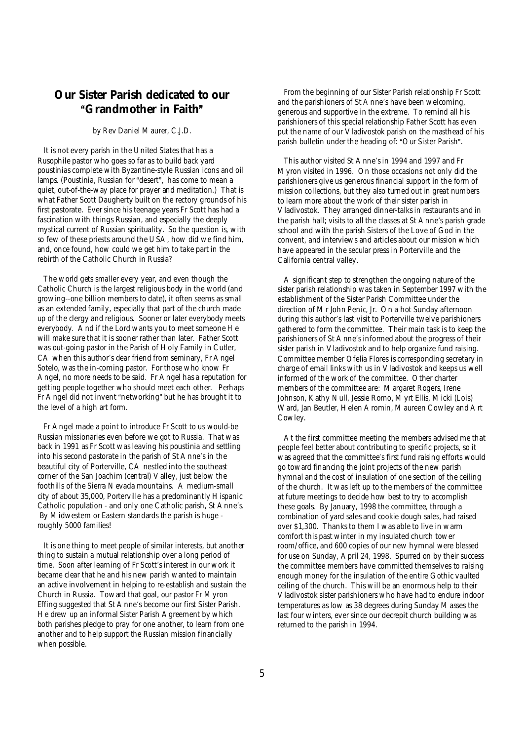## Our Sister Parish dedicated to our "Grandmother in Faith"

by Rev Daniel Maurer, C.J.D.

It is not every parish in the United States that has a Rusophile pastor who goes so far as to build back yard poustinias complete with Byzantine-style Russian icons and oil lamps. (Poustinia, Russian for "desert", has come to mean a quiet, out-of-the-way place for prayer and meditation.) That is what Father Scott Daugherty built on the rectory grounds of his first pastorate. Ever since his teenage years Fr Scott has had a fascination with things Russian, and especially the deeply mystical current of Russian spirituality. So the question is, with so few of these priests around the USA, how did we find him, and, once found, how could we get him to take part in the rebirth of the Catholic Church in Russia?

The world gets smaller every year, and even though the Catholic Church is the largest religious body in the world (and growing--one billion members to date), it often seems as small as an extended family, especially that part of the church made up of the clergy and religious. Sooner or later everybody meets everybody. And if the Lord wants you to meet someone He will make sure that it is sooner rather than later. Father Scott was out-going pastor in the Parish of Holy Family in Cutler, CA when this author's dear friend from seminary, Fr Angel Sotelo, was the in-coming pastor. For those who know Fr Angel, no more needs to be said. Fr Angel has a reputation for getting people together who should meet each other. Perhaps Fr Angel did not invent "networking" but he has brought it to the level of a high art form.

Fr Angel made a point to introduce Fr Scott to us would-be Russian missionaries even before we got to Russia. That was back in 1991 as Fr Scott was leaving his poustinia and settling into his second pastorate in the parish of St Anne's in the beautiful city of Porterville, CA nestled into the southeast corner of the San Joachim (central) Valley, just below the foothills of the Sierra Nevada mountains. A medium-small city of about 35,000, Porterville has a predominantly Hispanic Catholic population - and only one Catholic parish, St Anne's. By Midwestern or Eastern standards the parish is huge - roughly 5000 families!

It is one thing to meet people of similar interests, but another thing to sustain a mutual relationship over a long period of time. Soon after learning of Fr Scott's interest in our work it became clear that he and his new parish wanted to maintain an active involvement in helping to re-establish and sustain the Church in Russia. Toward that goal, our pastor Fr Myron Effing suggested that St Anne's become our first Sister Parish. He drew up an informal Sister Parish Agreement by which both parishes pledge to pray for one another, to learn from one another and to help support the Russian mission financially when possible.

From the beginning of our Sister Parish relationship Fr Scott and the parishioners of St Anne's have been welcoming, generous and supportive in the extreme. To remind all his parishioners of this special relationship Father Scott has even put the name of our Vladivostok parish on the masthead of his parish bulletin under the heading of: "Our Sister Parish".

This author visited St Anne's in 1994 and 1997 and Fr Myron visited in 1996. On those occasions not only did the parishioners give us generous financial support in the form of mission collections, but they also turned out in great numbers to learn more about the work of their sister parish in Vladivostok. They arranged dinner-talks in restaurants and in the parish hall; visits to all the classes at St Anne's parish grade school and with the parish Sisters of the Love of God in the convent, and interviews and articles about our mission which have appeared in the secular press in Porterville and the California central valley.

A significant step to strengthen the ongoing nature of the sister parish relationship was taken in September 1997 with the establishment of the Sister Parish Committee under the direction of Mr John Penic, Jr. On a hot Sunday afternoon during this author's last visit to Porterville twelve parishioners gathered to form the committee. Their main task is to keep the parishioners of St Anne's informed about the progress of their sister parish in Vladivostok and to help organize fund raising. Committee member Ofelia Flores is corresponding secretary in charge of email links with us in Vladivostok and keeps us well informed of the work of the committee. Other charter members of the committee are: Margaret Rogers, Irene Johnson, Kathy Null, Jessie Romo, Myrt Ellis, Micki (Lois) Ward, Jan Beutler, Helen Aromin, Maureen Cowley and Art Cowley.

At the first committee meeting the members advised me that people feel better about contributing to specific projects, so it was agreed that the committee's first fund raising efforts would go toward financing the joint projects of the new parish hymnal and the cost of insulation of one section of the ceiling of the church. It was left up to the members of the committee at future meetings to decide how best to try to accomplish these goals. By January, 1998 the committee, through a combination of yard sales and cookie dough sales, had raised over $1,300. Thanks to them I was able to live in warm comfort this past winter in my insulated church tower room/office, and 600 copies of our new hymnal were blessed for use on Sunday, April 24, 1998. Spurred on by their success the committee members have committed themselves to raising enough money for the insulation of the entire Gothic vaulted ceiling of the church. This will be an enormous help to their Vladivostok sister parishioners who have had to endure indoor temperatures as low as 38 degrees during Sunday Masses the last four winters, ever since our decrepit church building was returned to the parish in 1994.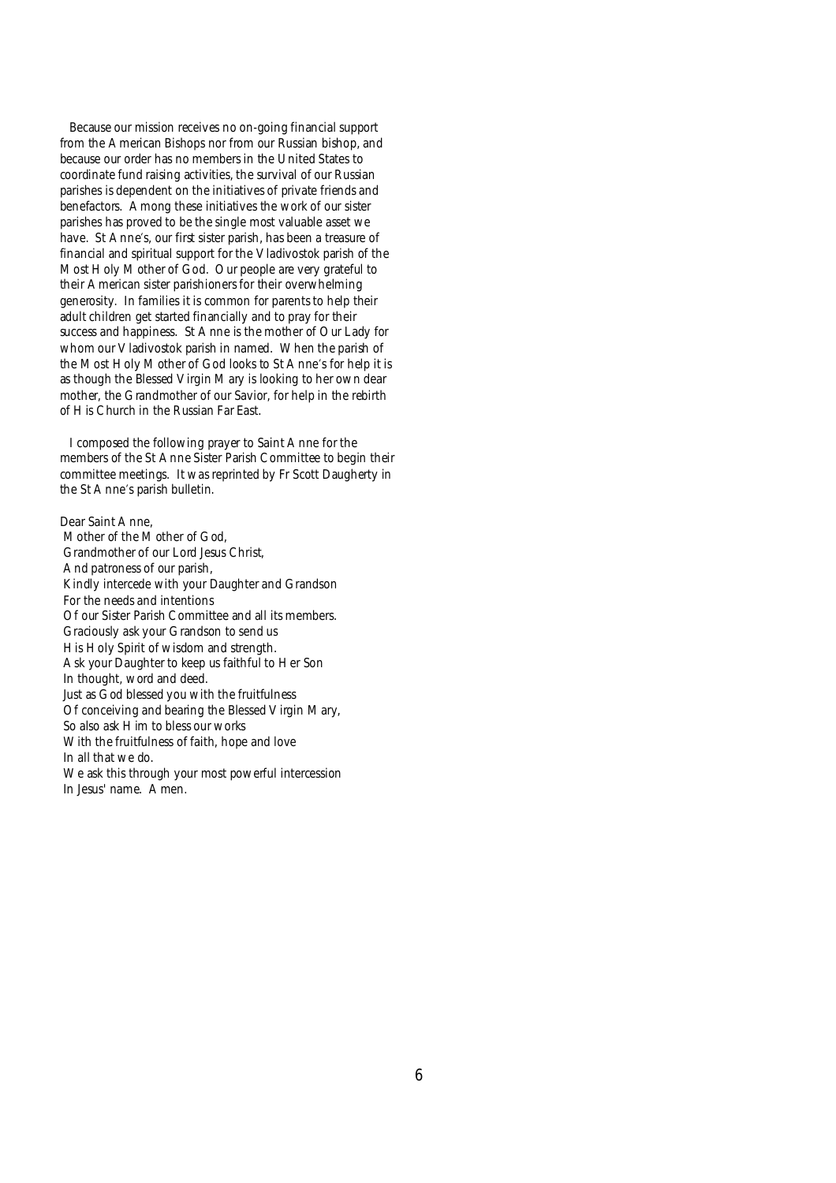Because our mission receives no on-going financial support from the American Bishops nor from our Russian bishop, and because our order has no members in the United States to coordinate fund raising activities, the survival of our Russian parishes is dependent on the initiatives of private friends and benefactors. Among these initiatives the work of our sister parishes has proved to be the single most valuable asset we have. St Anne's, our first sister parish, has been a treasure of financial and spiritual support for the Vladivostok parish of the Most Holy Mother of God. Our people are very grateful to their American sister parishioners for their overwhelming generosity. In families it is common for parents to help their adult children get started financially and to pray for their success and happiness. St Anne is the mother of Our Lady for whom our Vladivostok parish in named. When the parish of the Most Holy Mother of God looks to St Anne's for help it is as though the Blessed Virgin Mary is looking to her own dear mother, the Grandmother of our Savior, for help in the rebirth of His Church in the Russian Far East.

I composed the following prayer to Saint Anne for the members of the St Anne Sister Parish Committee to begin their committee meetings. It was reprinted by Fr Scott Daugherty in the St Anne's parish bulletin.

Dear Saint Anne,  
Mother of the Mother of God,  
Grandmother of our Lord Jesus Christ,  
And patroness of our parish,  
Kindly intercede with your Daughter and Grandson  
For the needs and intentions  
Of our Sister Parish Committee and all its members.  
Graciously ask your Grandson to send us  
His Holy Spirit of wisdom and strength.  
Ask your Daughter to keep us faithful to Her Son  
In thought, word and deed.  
Just as God blessed you with the fruitfulness  
Of conceiving and bearing the Blessed Virgin Mary,  
So also ask Him to bless our works  
With the fruitfulness of faith, hope and love  
In all that we do.  
We ask this through your most powerful intercession  
In Jesus' name. Amen.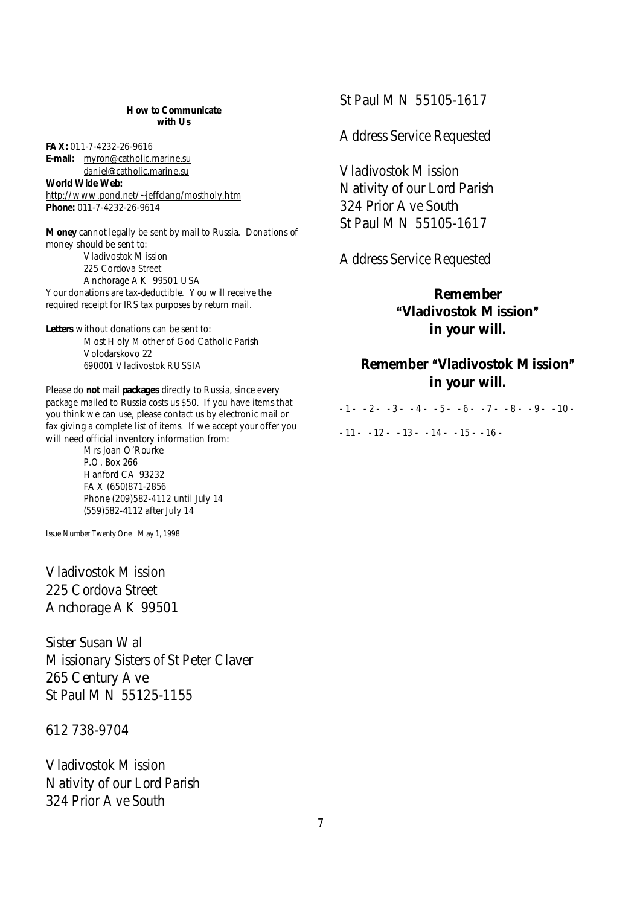**How to Communicate with Us**

**FAX:** 011-7-4232-26-9616
**E-mail:** myron@catholic.marine.su
daniel@catholic.marine.su
**World Wide Web:**
http://www.pond.net/~jeffclang/mostholy.htm
**Phone:** 011-7-4232-26-9614

**Money** cannot legally be sent by mail to Russia. Donations of money should be sent to:

Vladivostok Mission
225 Cordova Street
Anchorage AK 99501 USA

Your donations are tax-deductible. You will receive the required receipt for IRS tax purposes by return mail.

**Letters** without donations can be sent to:

Most Holy Mother of God Catholic Parish
Volodarskovo 22
690001 Vladivostok RUSSIA

Please do **not** mail **packages** directly to Russia, since every package mailed to Russia costs us $50. If you have items that you think we can use, please contact us by electronic mail or fax giving a complete list of items. If we accept your offer you will need official inventory information from:

Mrs Joan O'Rourke
P.O. Box 266
Hanford CA 93232
FAX (650)871-2856
Phone (209)582-4112 until July 14
(559)582-4112 after July 14

*Issue Number Twenty One May 1, 1998*

Vladivostok Mission
225 Cordova Street
Anchorage AK 99501

Sister Susan Wal
Missionary Sisters of St Peter Claver
265 Century Ave
St Paul MN 55125-1155

612 738-9704

Vladivostok Mission
Nativity of our Lord Parish
324 Prior Ave South
St Paul MN 55105-1617

Address Service Requested

Vladivostok Mission
Nativity of our Lord Parish
324 Prior Ave South
St Paul MN 55105-1617

Address Service Requested

**Remember "Vladivostok Mission" in your will.**

**Remember "Vladivostok Mission" in your will.**

- 1 - - 2 - - 3 - - 4 - - 5 - - 6 - - 7 - - 8 - - 9 - - 10 -

- 11 - - 12 - - 13 - - 14 - - 15 - - 16 -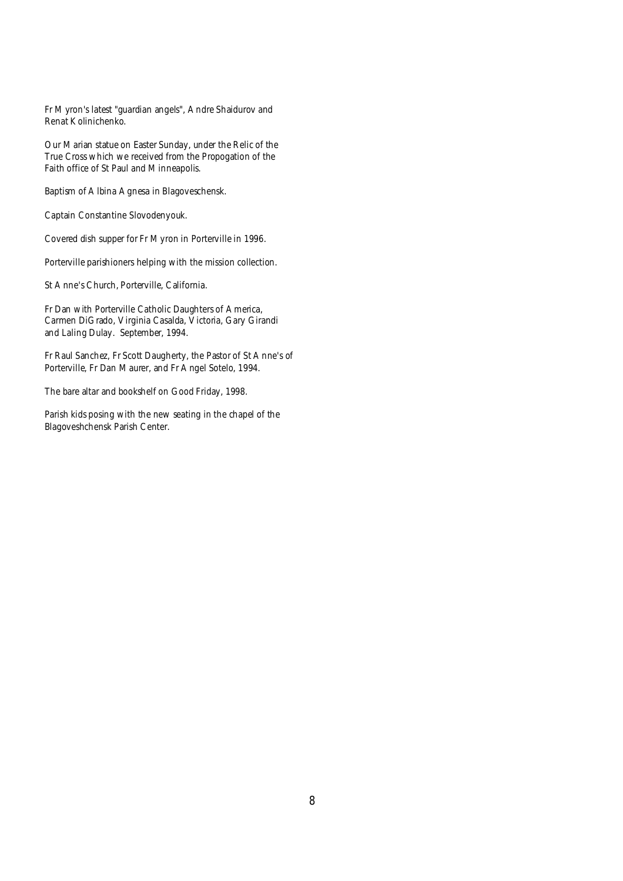Fr Myron's latest "guardian angels", Andre Shaidurov and Renat Kolinichenko.

Our Marian statue on Easter Sunday, under the Relic of the True Cross which we received from the Propogation of the Faith office of St Paul and Minneapolis.

Baptism of Albina Agnesa in Blagoveschensk.

Captain Constantine Slovodenyouk.

Covered dish supper for Fr Myron in Porterville in 1996.

Porterville parishioners helping with the mission collection.

St Anne's Church, Porterville, California.

Fr Dan with Porterville Catholic Daughters of America, Carmen DiGrado, Virginia Casalda, Victoria, Gary Girandi and Laling Dulay. September, 1994.

Fr Raul Sanchez, Fr Scott Daugherty, the Pastor of St Anne's of Porterville, Fr Dan Maurer, and Fr Angel Sotelo, 1994.

The bare altar and bookshelf on Good Friday, 1998.

Parish kids posing with the new seating in the chapel of the Blagoveshchensk Parish Center.